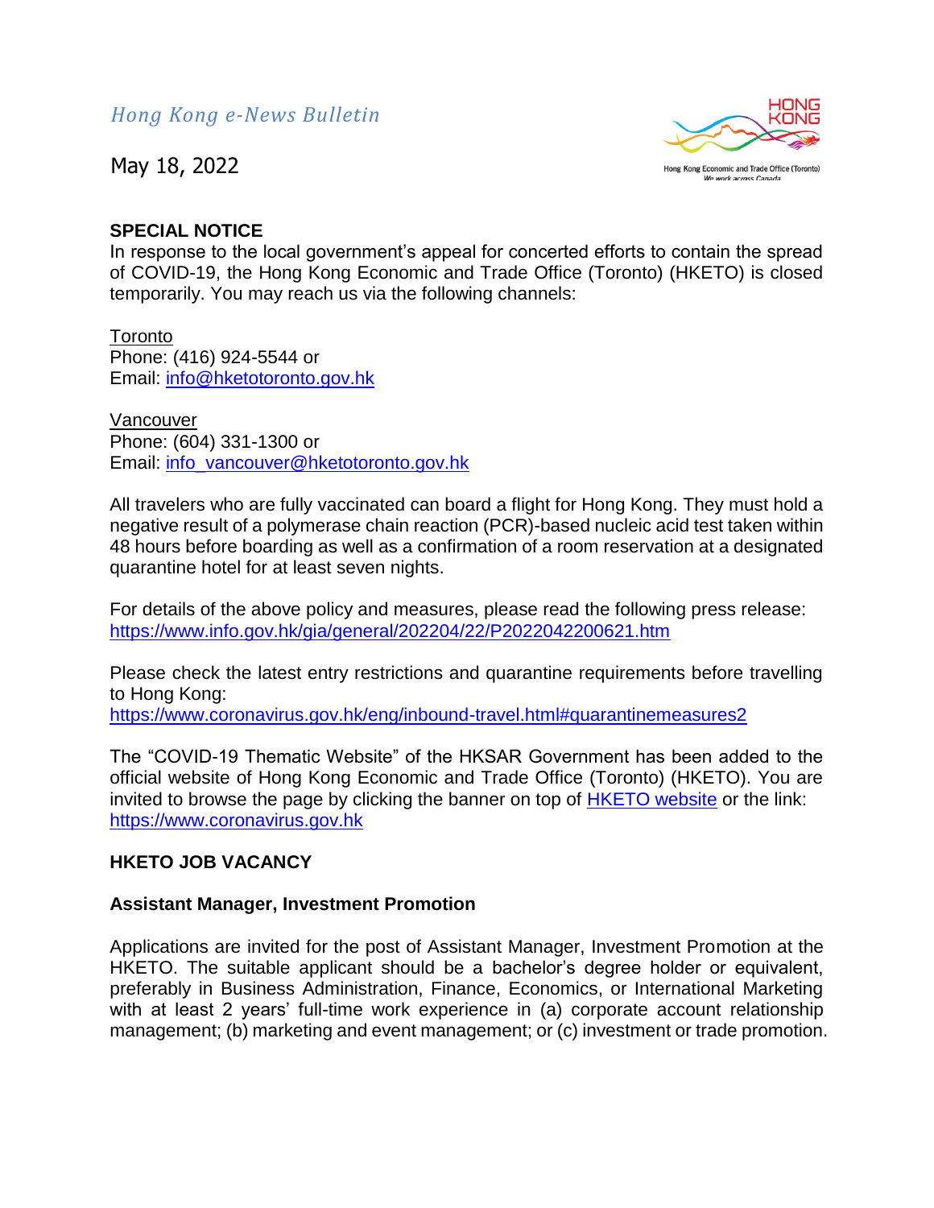*Hong Kong e-News Bulletin*

May 18, 2022

**SPECIAL NOTICE**

In response to the local government's appeal for concerted efforts to contain the spread of COVID-19, the Hong Kong Economic and Trade Office (Toronto) (HKETO) is closed temporarily. You may reach us via the following channels:

Toronto
Phone: (416) 924-5544 or
Email: [info@hketotoronto.gov.hk](mailto:info@hketotoronto.gov.hk)

Vancouver
Phone: (604) 331-1300 or
Email: [info_vancouver@hketotoronto.gov.hk](mailto:info_vancouver@hketotoronto.gov.hk)

All travelers who are fully vaccinated can board a flight for Hong Kong. They must hold a negative result of a polymerase chain reaction (PCR)-based nucleic acid test taken within 48 hours before boarding as well as a confirmation of a room reservation at a designated quarantine hotel for at least seven nights.

For details of the above policy and measures, please read the following press release:
https://www.info.gov.hk/gia/general/202204/22/P2022042200621.htm

Please check the latest entry restrictions and quarantine requirements before travelling to Hong Kong:
https://www.coronavirus.gov.hk/eng/inbound-travel.html#quarantinemeasures2

The "COVID-19 Thematic Website" of the HKSAR Government has been added to the official website of Hong Kong Economic and Trade Office (Toronto) (HKETO). You are invited to browse the page by clicking the banner on top of HKETO website or the link: https://www.coronavirus.gov.hk

**HKETO JOB VACANCY**

**Assistant Manager, Investment Promotion**

Applications are invited for the post of Assistant Manager, Investment Promotion at the HKETO. The suitable applicant should be a bachelor's degree holder or equivalent, preferably in Business Administration, Finance, Economics, or International Marketing with at least 2 years' full-time work experience in (a) corporate account relationship management; (b) marketing and event management; or (c) investment or trade promotion.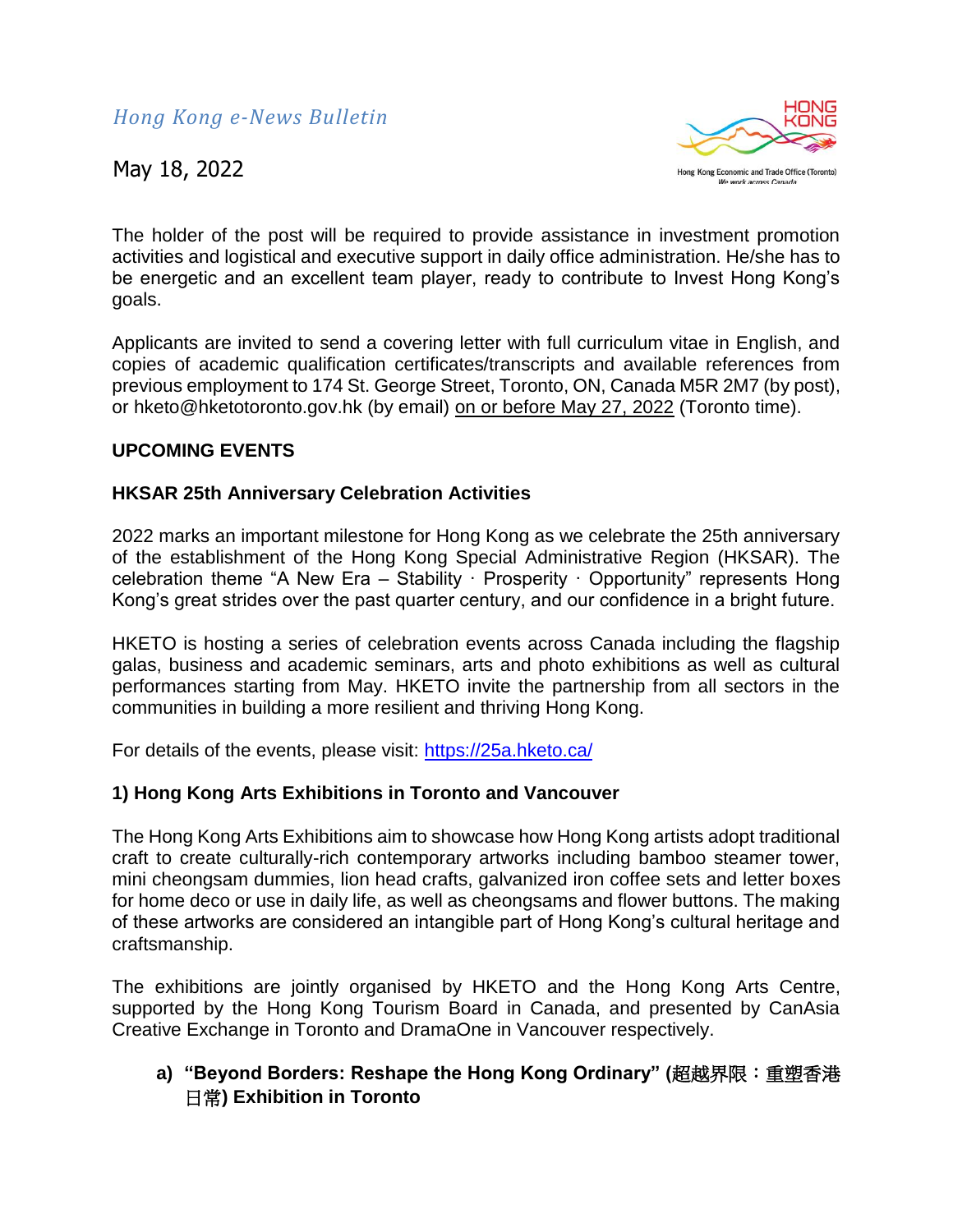The holder of the post will be required to provide assistance in investment promotion activities and logistical and executive support in daily office administration. He/she has to be energetic and an excellent team player, ready to contribute to Invest Hong Kong's goals.

Applicants are invited to send a covering letter with full curriculum vitae in English, and copies of academic qualification certificates/transcripts and available references from previous employment to 174 St. George Street, Toronto, ON, Canada M5R 2M7 (by post), or hketo@hketotoronto.gov.hk (by email) on or before May 27, 2022 (Toronto time).

## UPCOMING EVENTS

### HKSAR 25th Anniversary Celebration Activities

2022 marks an important milestone for Hong Kong as we celebrate the 25th anniversary of the establishment of the Hong Kong Special Administrative Region (HKSAR). The celebration theme "A New Era – Stability · Prosperity · Opportunity" represents Hong Kong's great strides over the past quarter century, and our confidence in a bright future.

HKETO is hosting a series of celebration events across Canada including the flagship galas, business and academic seminars, arts and photo exhibitions as well as cultural performances starting from May. HKETO invite the partnership from all sectors in the communities in building a more resilient and thriving Hong Kong.

For details of the events, please visit: https://25a.hketo.ca/

### 1) Hong Kong Arts Exhibitions in Toronto and Vancouver

The Hong Kong Arts Exhibitions aim to showcase how Hong Kong artists adopt traditional craft to create culturally-rich contemporary artworks including bamboo steamer tower, mini cheongsam dummies, lion head crafts, galvanized iron coffee sets and letter boxes for home deco or use in daily life, as well as cheongsams and flower buttons. The making of these artworks are considered an intangible part of Hong Kong's cultural heritage and craftsmanship.

The exhibitions are jointly organised by HKETO and the Hong Kong Arts Centre, supported by the Hong Kong Tourism Board in Canada, and presented by CanAsia Creative Exchange in Toronto and DramaOne in Vancouver respectively.

**a) "Beyond Borders: Reshape the Hong Kong Ordinary" (超越界限：重塑香港日常) Exhibition in Toronto**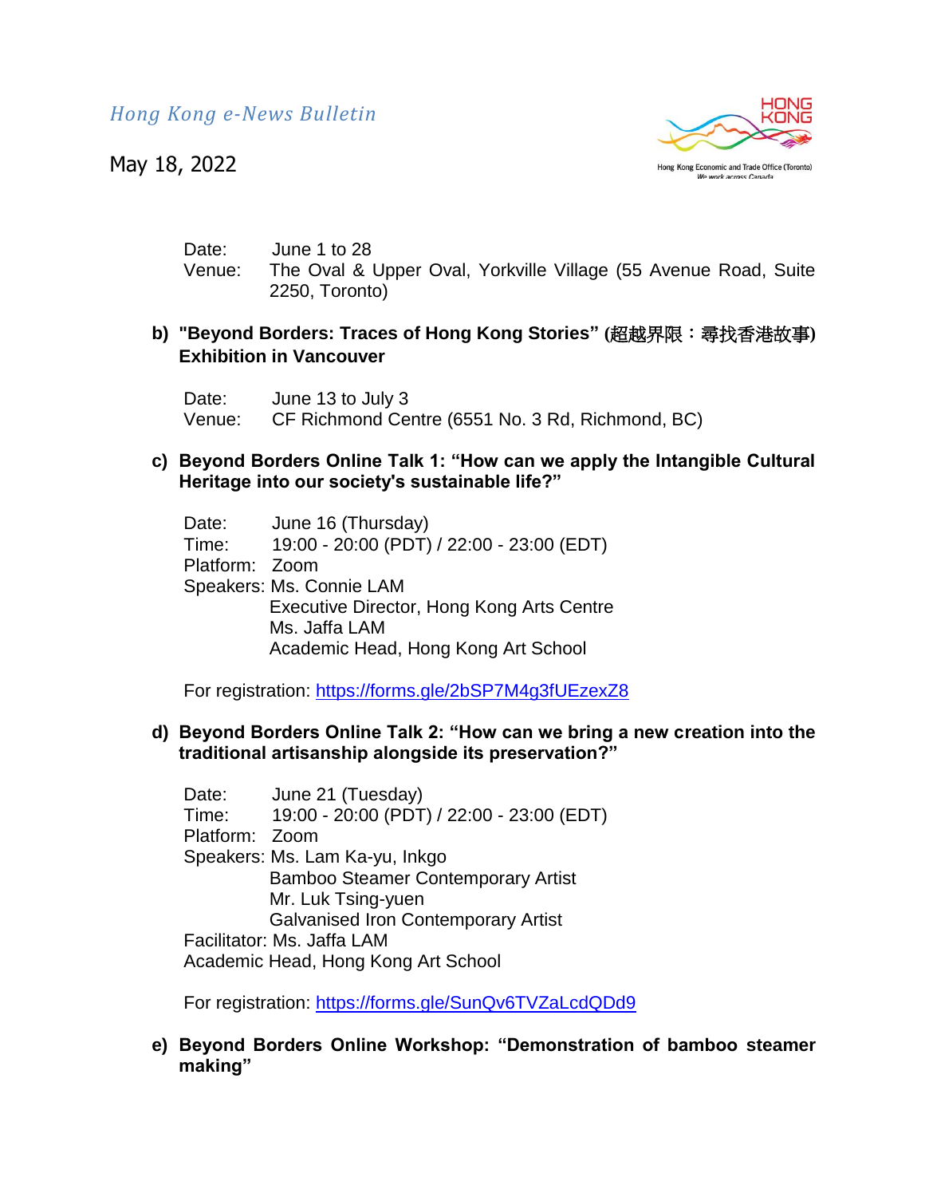Date: June 1 to 28
Venue: The Oval & Upper Oval, Yorkville Village (55 Avenue Road, Suite 2250, Toronto)

b) **"Beyond Borders: Traces of Hong Kong Stories" (超越界限：尋找香港故事) Exhibition in Vancouver**

Date: June 13 to July 3
Venue: CF Richmond Centre (6551 No. 3 Rd, Richmond, BC)

c) **Beyond Borders Online Talk 1: "How can we apply the Intangible Cultural Heritage into our society's sustainable life?"**

Date: June 16 (Thursday)
Time: 19:00 - 20:00 (PDT) / 22:00 - 23:00 (EDT)
Platform: Zoom
Speakers: Ms. Connie LAM
Executive Director, Hong Kong Arts Centre
Ms. Jaffa LAM
Academic Head, Hong Kong Art School

For registration: https://forms.gle/2bSP7M4g3fUEzexZ8

d) **Beyond Borders Online Talk 2: "How can we bring a new creation into the traditional artisanship alongside its preservation?"**

Date: June 21 (Tuesday)
Time: 19:00 - 20:00 (PDT) / 22:00 - 23:00 (EDT)
Platform: Zoom
Speakers: Ms. Lam Ka-yu, Inkgo
Bamboo Steamer Contemporary Artist
Mr. Luk Tsing-yuen
Galvanised Iron Contemporary Artist
Facilitator: Ms. Jaffa LAM
Academic Head, Hong Kong Art School

For registration: https://forms.gle/SunQv6TVZaLcdQDd9

e) **Beyond Borders Online Workshop: "Demonstration of bamboo steamer making"**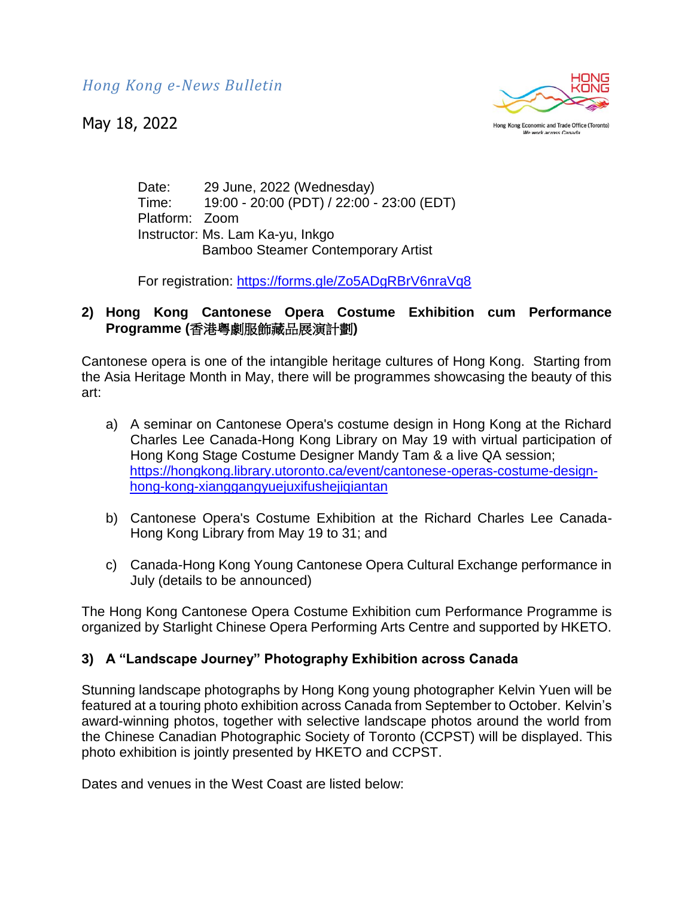Date: 29 June, 2022 (Wednesday)
Time: 19:00 - 20:00 (PDT) / 22:00 - 23:00 (EDT)
Platform: Zoom
Instructor: Ms. Lam Ka-yu, Inkgo
Bamboo Steamer Contemporary Artist

For registration: https://forms.gle/Zo5ADgRBrV6nraVq8

**2) Hong Kong Cantonese Opera Costume Exhibition cum Performance Programme (香港粵劇服飾藏品展演計劃)**

Cantonese opera is one of the intangible heritage cultures of Hong Kong. Starting from the Asia Heritage Month in May, there will be programmes showcasing the beauty of this art:

a) A seminar on Cantonese Opera's costume design in Hong Kong at the Richard Charles Lee Canada-Hong Kong Library on May 19 with virtual participation of Hong Kong Stage Costume Designer Mandy Tam & a live QA session; https://hongkong.library.utoronto.ca/event/cantonese-operas-costume-design-hong-kong-xianggangyuejuxifushejiqiantan

b) Cantonese Opera's Costume Exhibition at the Richard Charles Lee Canada-Hong Kong Library from May 19 to 31; and

c) Canada-Hong Kong Young Cantonese Opera Cultural Exchange performance in July (details to be announced)

The Hong Kong Cantonese Opera Costume Exhibition cum Performance Programme is organized by Starlight Chinese Opera Performing Arts Centre and supported by HKETO.

**3) A "Landscape Journey" Photography Exhibition across Canada**

Stunning landscape photographs by Hong Kong young photographer Kelvin Yuen will be featured at a touring photo exhibition across Canada from September to October. Kelvin's award-winning photos, together with selective landscape photos around the world from the Chinese Canadian Photographic Society of Toronto (CCPST) will be displayed. This photo exhibition is jointly presented by HKETO and CCPST.

Dates and venues in the West Coast are listed below: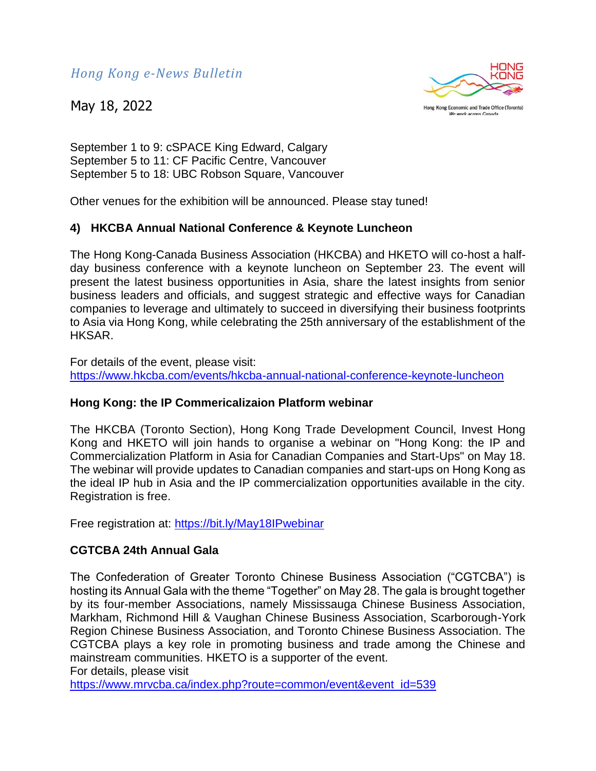September 1 to 9: cSPACE King Edward, Calgary
September 5 to 11: CF Pacific Centre, Vancouver
September 5 to 18: UBC Robson Square, Vancouver

Other venues for the exhibition will be announced. Please stay tuned!

### 4) HKCBA Annual National Conference & Keynote Luncheon

The Hong Kong-Canada Business Association (HKCBA) and HKETO will co-host a half-day business conference with a keynote luncheon on September 23. The event will present the latest business opportunities in Asia, share the latest insights from senior business leaders and officials, and suggest strategic and effective ways for Canadian companies to leverage and ultimately to succeed in diversifying their business footprints to Asia via Hong Kong, while celebrating the 25th anniversary of the establishment of the HKSAR.

For details of the event, please visit:
https://www.hkcba.com/events/hkcba-annual-national-conference-keynote-luncheon

### Hong Kong: the IP Commericalizaion Platform webinar

The HKCBA (Toronto Section), Hong Kong Trade Development Council, Invest Hong Kong and HKETO will join hands to organise a webinar on "Hong Kong: the IP and Commercialization Platform in Asia for Canadian Companies and Start-Ups" on May 18. The webinar will provide updates to Canadian companies and start-ups on Hong Kong as the ideal IP hub in Asia and the IP commercialization opportunities available in the city. Registration is free.

Free registration at: https://bit.ly/May18IPwebinar

### CGTCBA 24th Annual Gala

The Confederation of Greater Toronto Chinese Business Association ("CGTCBA") is hosting its Annual Gala with the theme "Together" on May 28. The gala is brought together by its four-member Associations, namely Mississauga Chinese Business Association, Markham, Richmond Hill & Vaughan Chinese Business Association, Scarborough-York Region Chinese Business Association, and Toronto Chinese Business Association. The CGTCBA plays a key role in promoting business and trade among the Chinese and mainstream communities. HKETO is a supporter of the event.
For details, please visit
https://www.mrvcba.ca/index.php?route=common/event&event_id=539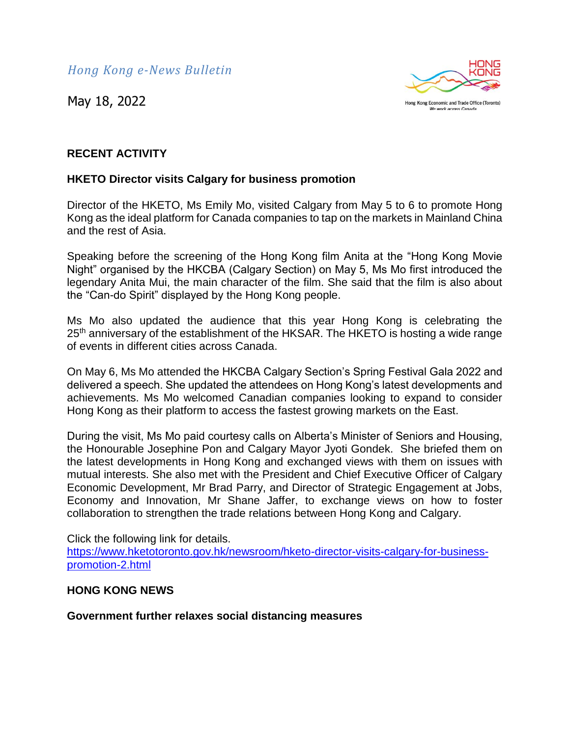*Hong Kong e-News Bulletin*

May 18, 2022

**RECENT ACTIVITY**

**HKETO Director visits Calgary for business promotion**

Director of the HKETO, Ms Emily Mo, visited Calgary from May 5 to 6 to promote Hong Kong as the ideal platform for Canada companies to tap on the markets in Mainland China and the rest of Asia.

Speaking before the screening of the Hong Kong film Anita at the "Hong Kong Movie Night" organised by the HKCBA (Calgary Section) on May 5, Ms Mo first introduced the legendary Anita Mui, the main character of the film. She said that the film is also about the "Can-do Spirit" displayed by the Hong Kong people.

Ms Mo also updated the audience that this year Hong Kong is celebrating the 25th anniversary of the establishment of the HKSAR. The HKETO is hosting a wide range of events in different cities across Canada.

On May 6, Ms Mo attended the HKCBA Calgary Section's Spring Festival Gala 2022 and delivered a speech. She updated the attendees on Hong Kong's latest developments and achievements. Ms Mo welcomed Canadian companies looking to expand to consider Hong Kong as their platform to access the fastest growing markets on the East.

During the visit, Ms Mo paid courtesy calls on Alberta's Minister of Seniors and Housing, the Honourable Josephine Pon and Calgary Mayor Jyoti Gondek. She briefed them on the latest developments in Hong Kong and exchanged views with them on issues with mutual interests. She also met with the President and Chief Executive Officer of Calgary Economic Development, Mr Brad Parry, and Director of Strategic Engagement at Jobs, Economy and Innovation, Mr Shane Jaffer, to exchange views on how to foster collaboration to strengthen the trade relations between Hong Kong and Calgary.

Click the following link for details.
[https://www.hketotoronto.gov.hk/newsroom/hketo-director-visits-calgary-for-business-promotion-2.html](https://www.hketotoronto.gov.hk/newsroom/hketo-director-visits-calgary-for-business-promotion-2.html)

**HONG KONG NEWS**

**Government further relaxes social distancing measures**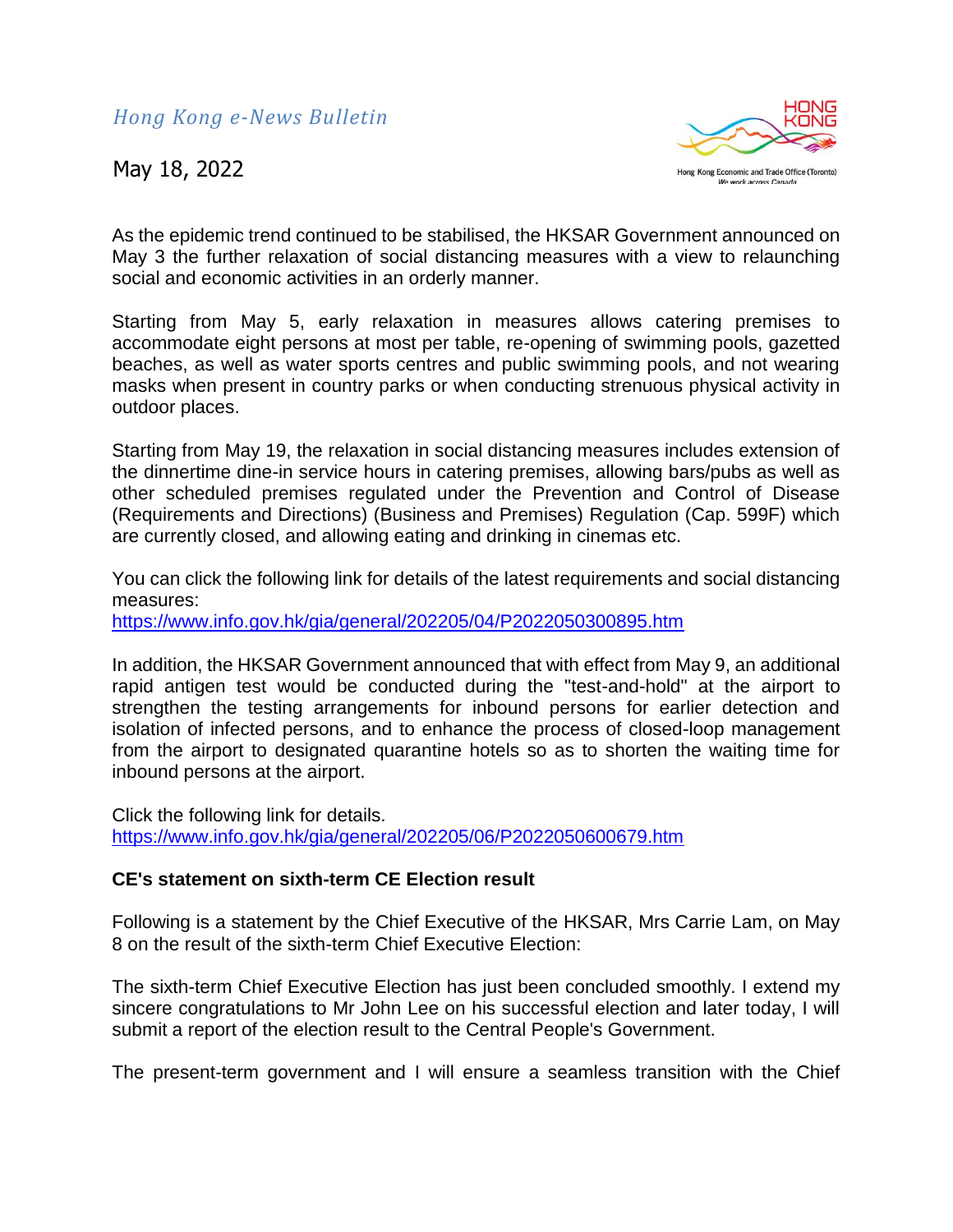*Hong Kong e-News Bulletin*

May 18, 2022

As the epidemic trend continued to be stabilised, the HKSAR Government announced on May 3 the further relaxation of social distancing measures with a view to relaunching social and economic activities in an orderly manner.

Starting from May 5, early relaxation in measures allows catering premises to accommodate eight persons at most per table, re-opening of swimming pools, gazetted beaches, as well as water sports centres and public swimming pools, and not wearing masks when present in country parks or when conducting strenuous physical activity in outdoor places.

Starting from May 19, the relaxation in social distancing measures includes extension of the dinnertime dine-in service hours in catering premises, allowing bars/pubs as well as other scheduled premises regulated under the Prevention and Control of Disease (Requirements and Directions) (Business and Premises) Regulation (Cap. 599F) which are currently closed, and allowing eating and drinking in cinemas etc.

You can click the following link for details of the latest requirements and social distancing measures:
https://www.info.gov.hk/gia/general/202205/04/P2022050300895.htm

In addition, the HKSAR Government announced that with effect from May 9, an additional rapid antigen test would be conducted during the "test-and-hold" at the airport to strengthen the testing arrangements for inbound persons for earlier detection and isolation of infected persons, and to enhance the process of closed-loop management from the airport to designated quarantine hotels so as to shorten the waiting time for inbound persons at the airport.

Click the following link for details.
https://www.info.gov.hk/gia/general/202205/06/P2022050600679.htm

**CE's statement on sixth-term CE Election result**

Following is a statement by the Chief Executive of the HKSAR, Mrs Carrie Lam, on May 8 on the result of the sixth-term Chief Executive Election:

The sixth-term Chief Executive Election has just been concluded smoothly. I extend my sincere congratulations to Mr John Lee on his successful election and later today, I will submit a report of the election result to the Central People's Government.

The present-term government and I will ensure a seamless transition with the Chief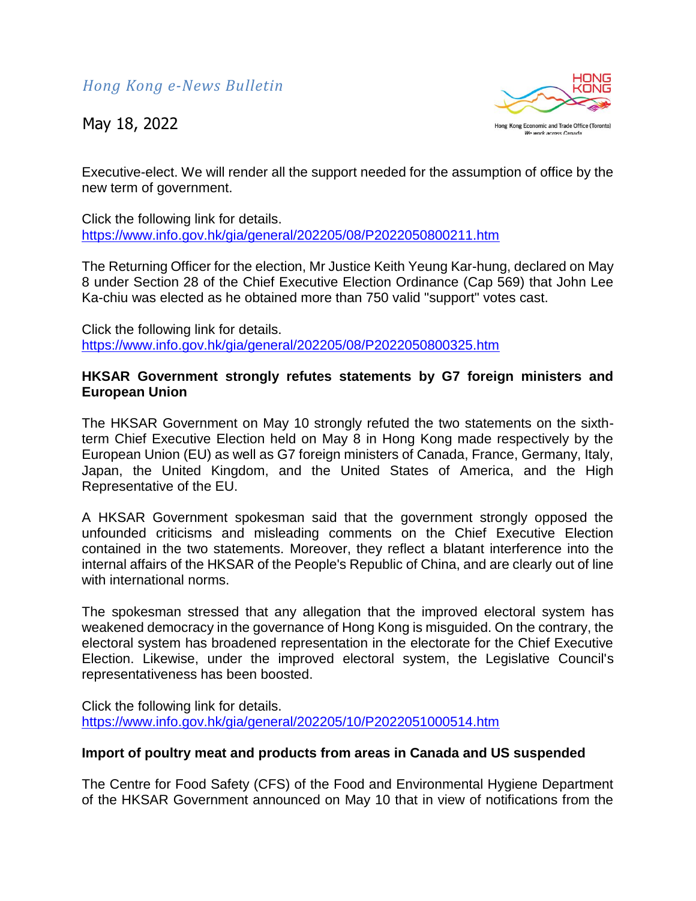Executive-elect. We will render all the support needed for the assumption of office by the new term of government.

Click the following link for details.
https://www.info.gov.hk/gia/general/202205/08/P2022050800211.htm

The Returning Officer for the election, Mr Justice Keith Yeung Kar-hung, declared on May 8 under Section 28 of the Chief Executive Election Ordinance (Cap 569) that John Lee Ka-chiu was elected as he obtained more than 750 valid "support" votes cast.

Click the following link for details.
https://www.info.gov.hk/gia/general/202205/08/P2022050800325.htm

**HKSAR Government strongly refutes statements by G7 foreign ministers and European Union**

The HKSAR Government on May 10 strongly refuted the two statements on the sixth-term Chief Executive Election held on May 8 in Hong Kong made respectively by the European Union (EU) as well as G7 foreign ministers of Canada, France, Germany, Italy, Japan, the United Kingdom, and the United States of America, and the High Representative of the EU.

A HKSAR Government spokesman said that the government strongly opposed the unfounded criticisms and misleading comments on the Chief Executive Election contained in the two statements. Moreover, they reflect a blatant interference into the internal affairs of the HKSAR of the People's Republic of China, and are clearly out of line with international norms.

The spokesman stressed that any allegation that the improved electoral system has weakened democracy in the governance of Hong Kong is misguided. On the contrary, the electoral system has broadened representation in the electorate for the Chief Executive Election. Likewise, under the improved electoral system, the Legislative Council's representativeness has been boosted.

Click the following link for details.
https://www.info.gov.hk/gia/general/202205/10/P2022051000514.htm

**Import of poultry meat and products from areas in Canada and US suspended**

The Centre for Food Safety (CFS) of the Food and Environmental Hygiene Department of the HKSAR Government announced on May 10 that in view of notifications from the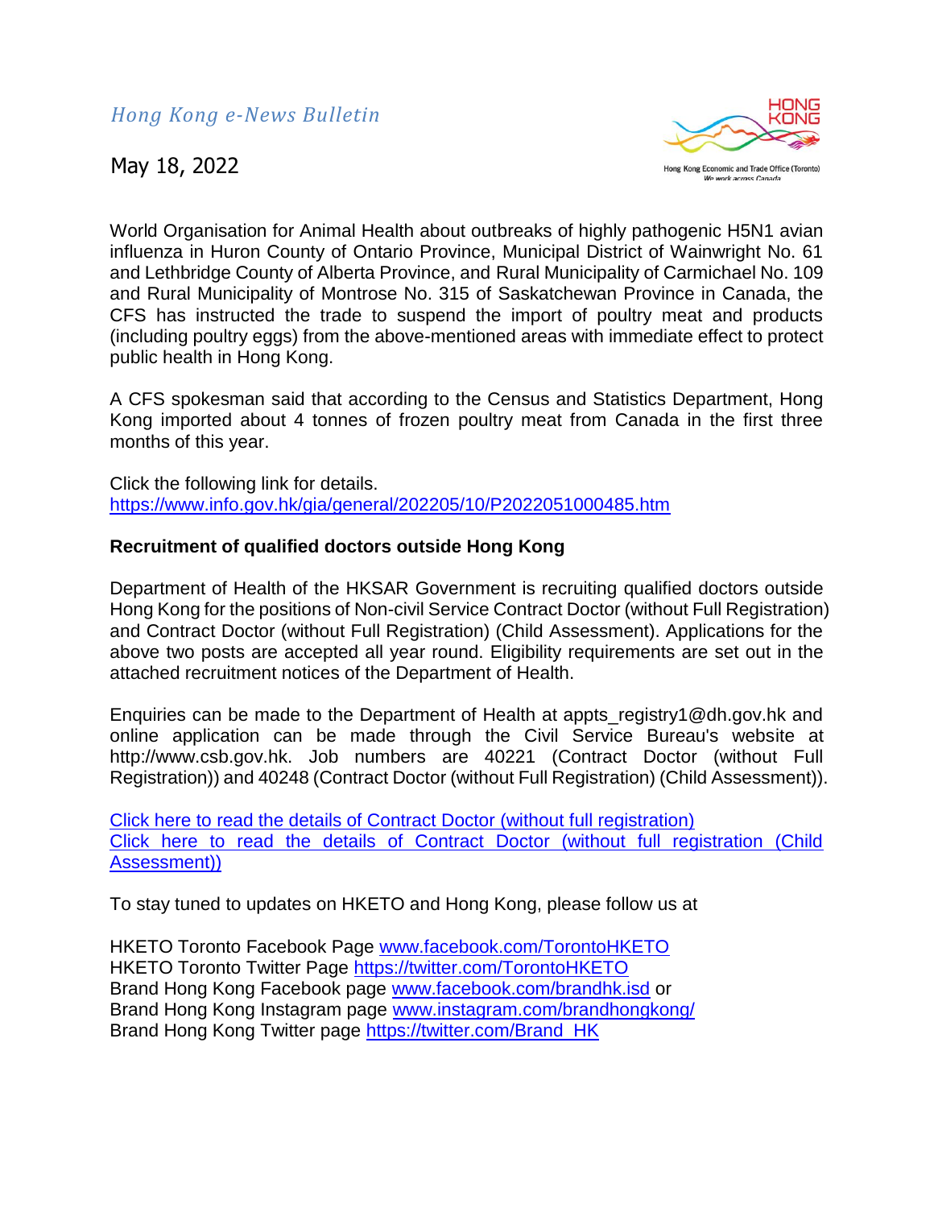World Organisation for Animal Health about outbreaks of highly pathogenic H5N1 avian influenza in Huron County of Ontario Province, Municipal District of Wainwright No. 61 and Lethbridge County of Alberta Province, and Rural Municipality of Carmichael No. 109 and Rural Municipality of Montrose No. 315 of Saskatchewan Province in Canada, the CFS has instructed the trade to suspend the import of poultry meat and products (including poultry eggs) from the above-mentioned areas with immediate effect to protect public health in Hong Kong.

A CFS spokesman said that according to the Census and Statistics Department, Hong Kong imported about 4 tonnes of frozen poultry meat from Canada in the first three months of this year.

Click the following link for details.
https://www.info.gov.hk/gia/general/202205/10/P2022051000485.htm

**Recruitment of qualified doctors outside Hong Kong**

Department of Health of the HKSAR Government is recruiting qualified doctors outside Hong Kong for the positions of Non-civil Service Contract Doctor (without Full Registration) and Contract Doctor (without Full Registration) (Child Assessment). Applications for the above two posts are accepted all year round. Eligibility requirements are set out in the attached recruitment notices of the Department of Health.

Enquiries can be made to the Department of Health at appts_registry1@dh.gov.hk and online application can be made through the Civil Service Bureau's website at http://www.csb.gov.hk. Job numbers are 40221 (Contract Doctor (without Full Registration)) and 40248 (Contract Doctor (without Full Registration) (Child Assessment)).

Click here to read the details of Contract Doctor (without full registration)
Click here to read the details of Contract Doctor (without full registration (Child Assessment))

To stay tuned to updates on HKETO and Hong Kong, please follow us at

HKETO Toronto Facebook Page www.facebook.com/TorontoHKETO
HKETO Toronto Twitter Page https://twitter.com/TorontoHKETO
Brand Hong Kong Facebook page www.facebook.com/brandhk.isd or
Brand Hong Kong Instagram page www.instagram.com/brandhongkong/
Brand Hong Kong Twitter page https://twitter.com/Brand_HK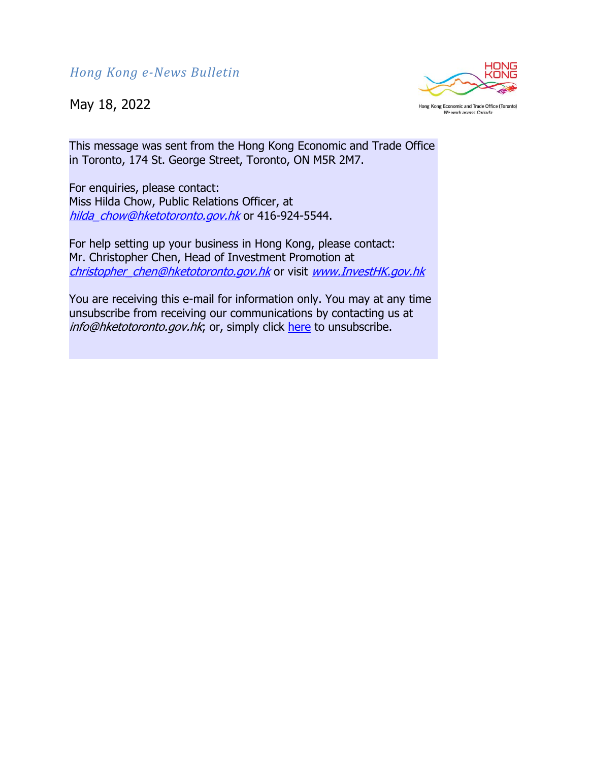*Hong Kong e-News Bulletin*

May 18, 2022

This message was sent from the Hong Kong Economic and Trade Office in Toronto, 174 St. George Street, Toronto, ON M5R 2M7.

For enquiries, please contact:
Miss Hilda Chow, Public Relations Officer, at *hilda_chow@hketotoronto.gov.hk* or 416-924-5544.

For help setting up your business in Hong Kong, please contact:
Mr. Christopher Chen, Head of Investment Promotion at *christopher_chen@hketotoronto.gov.hk* or visit *www.InvestHK.gov.hk*

You are receiving this e-mail for information only. You may at any time unsubscribe from receiving our communications by contacting us at *info@hketotoronto.gov.hk*; or, simply click here to unsubscribe.